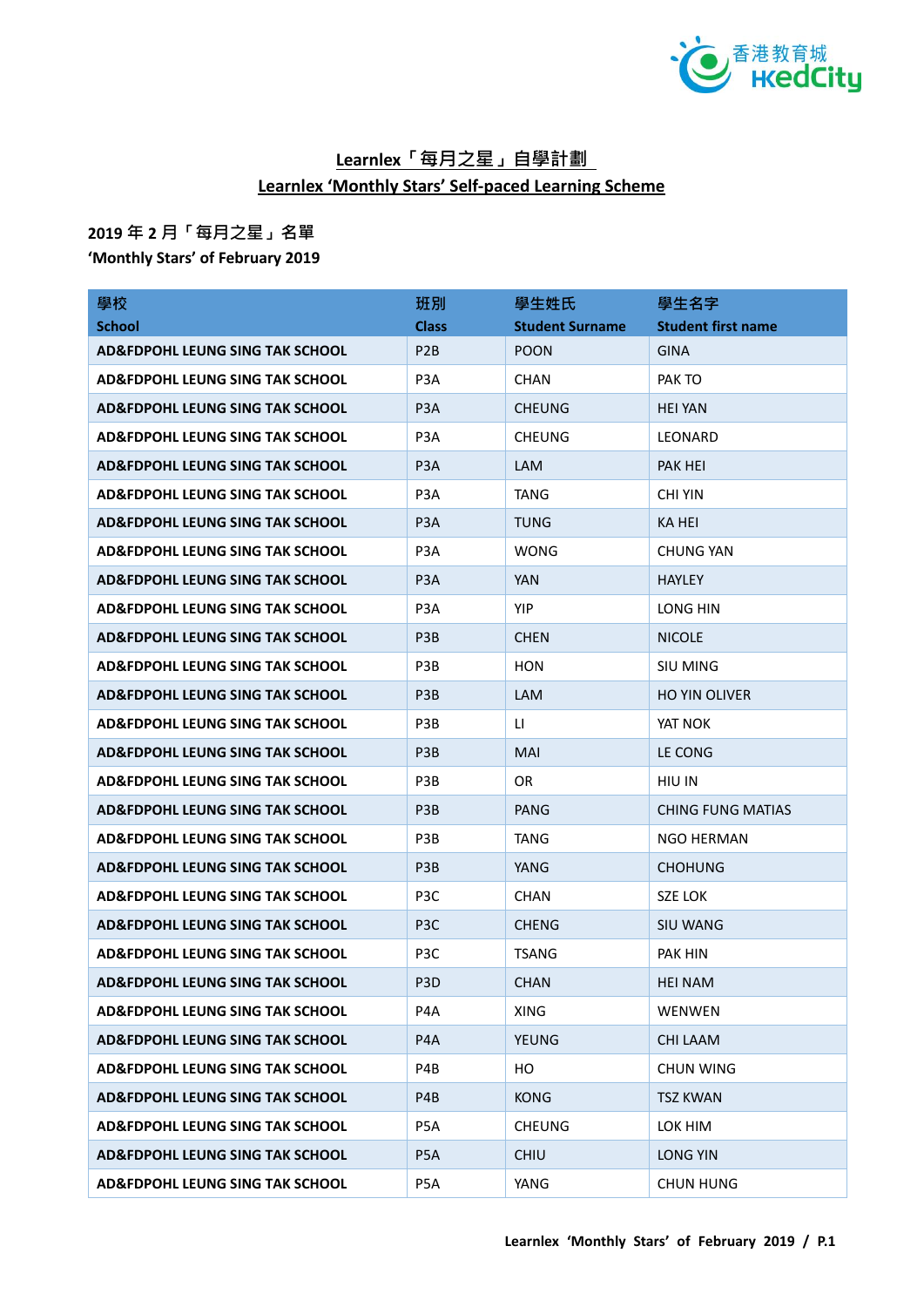## Learnlex「每月之星」自學計劃
## Learnlex 'Monthly Stars' Self-paced Learning Scheme

**2019 年 2 月「每月之星」名單**
**'Monthly Stars' of February 2019**

| 學校<br>School | 班別<br>Class | 學生姓氏<br>Student Surname | 學生名字<br>Student first name |
|---|---|---|---|
| **AD&FDPOHL LEUNG SING TAK SCHOOL** | P2B | POON | GINA |
| **AD&FDPOHL LEUNG SING TAK SCHOOL** | P3A | CHAN | PAK TO |
| **AD&FDPOHL LEUNG SING TAK SCHOOL** | P3A | CHEUNG | HEI YAN |
| **AD&FDPOHL LEUNG SING TAK SCHOOL** | P3A | CHEUNG | LEONARD |
| **AD&FDPOHL LEUNG SING TAK SCHOOL** | P3A | LAM | PAK HEI |
| **AD&FDPOHL LEUNG SING TAK SCHOOL** | P3A | TANG | CHI YIN |
| **AD&FDPOHL LEUNG SING TAK SCHOOL** | P3A | TUNG | KA HEI |
| **AD&FDPOHL LEUNG SING TAK SCHOOL** | P3A | WONG | CHUNG YAN |
| **AD&FDPOHL LEUNG SING TAK SCHOOL** | P3A | YAN | HAYLEY |
| **AD&FDPOHL LEUNG SING TAK SCHOOL** | P3A | YIP | LONG HIN |
| **AD&FDPOHL LEUNG SING TAK SCHOOL** | P3B | CHEN | NICOLE |
| **AD&FDPOHL LEUNG SING TAK SCHOOL** | P3B | HON | SIU MING |
| **AD&FDPOHL LEUNG SING TAK SCHOOL** | P3B | LAM | HO YIN OLIVER |
| **AD&FDPOHL LEUNG SING TAK SCHOOL** | P3B | LI | YAT NOK |
| **AD&FDPOHL LEUNG SING TAK SCHOOL** | P3B | MAI | LE CONG |
| **AD&FDPOHL LEUNG SING TAK SCHOOL** | P3B | OR | HIU IN |
| **AD&FDPOHL LEUNG SING TAK SCHOOL** | P3B | PANG | CHING FUNG MATIAS |
| **AD&FDPOHL LEUNG SING TAK SCHOOL** | P3B | TANG | NGO HERMAN |
| **AD&FDPOHL LEUNG SING TAK SCHOOL** | P3B | YANG | CHOHUNG |
| **AD&FDPOHL LEUNG SING TAK SCHOOL** | P3C | CHAN | SZE LOK |
| **AD&FDPOHL LEUNG SING TAK SCHOOL** | P3C | CHENG | SIU WANG |
| **AD&FDPOHL LEUNG SING TAK SCHOOL** | P3C | TSANG | PAK HIN |
| **AD&FDPOHL LEUNG SING TAK SCHOOL** | P3D | CHAN | HEI NAM |
| **AD&FDPOHL LEUNG SING TAK SCHOOL** | P4A | XING | WENWEN |
| **AD&FDPOHL LEUNG SING TAK SCHOOL** | P4A | YEUNG | CHI LAAM |
| **AD&FDPOHL LEUNG SING TAK SCHOOL** | P4B | HO | CHUN WING |
| **AD&FDPOHL LEUNG SING TAK SCHOOL** | P4B | KONG | TSZ KWAN |
| **AD&FDPOHL LEUNG SING TAK SCHOOL** | P5A | CHEUNG | LOK HIM |
| **AD&FDPOHL LEUNG SING TAK SCHOOL** | P5A | CHIU | LONG YIN |
| **AD&FDPOHL LEUNG SING TAK SCHOOL** | P5A | YANG | CHUN HUNG |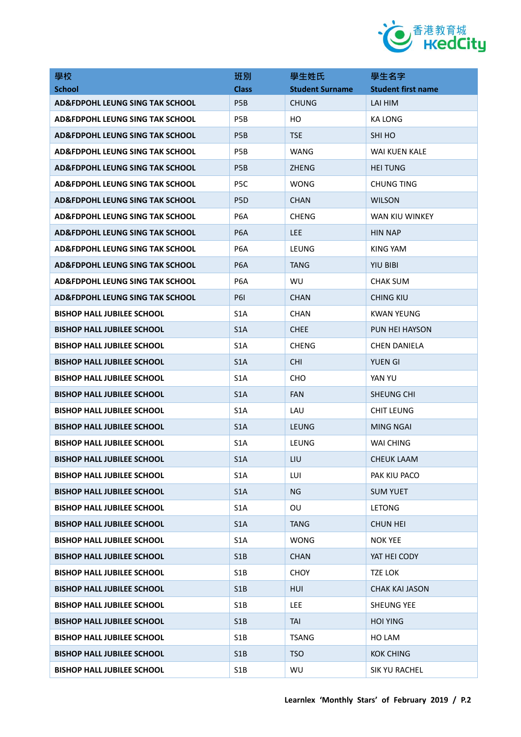| 學校<br>School | 班別<br>Class | 學生姓氏<br>Student Surname | 學生名字<br>Student first name |
|---|---|---|---|
| **AD&FDPOHL LEUNG SING TAK SCHOOL** | P5B | CHUNG | LAI HIM |
| **AD&FDPOHL LEUNG SING TAK SCHOOL** | P5B | HO | KA LONG |
| **AD&FDPOHL LEUNG SING TAK SCHOOL** | P5B | TSE | SHI HO |
| **AD&FDPOHL LEUNG SING TAK SCHOOL** | P5B | WANG | WAI KUEN KALE |
| **AD&FDPOHL LEUNG SING TAK SCHOOL** | P5B | ZHENG | HEI TUNG |
| **AD&FDPOHL LEUNG SING TAK SCHOOL** | P5C | WONG | CHUNG TING |
| **AD&FDPOHL LEUNG SING TAK SCHOOL** | P5D | CHAN | WILSON |
| **AD&FDPOHL LEUNG SING TAK SCHOOL** | P6A | CHENG | WAN KIU WINKEY |
| **AD&FDPOHL LEUNG SING TAK SCHOOL** | P6A | LEE | HIN NAP |
| **AD&FDPOHL LEUNG SING TAK SCHOOL** | P6A | LEUNG | KING YAM |
| **AD&FDPOHL LEUNG SING TAK SCHOOL** | P6A | TANG | YIU BIBI |
| **AD&FDPOHL LEUNG SING TAK SCHOOL** | P6A | WU | CHAK SUM |
| **AD&FDPOHL LEUNG SING TAK SCHOOL** | P6I | CHAN | CHING KIU |
| **BISHOP HALL JUBILEE SCHOOL** | S1A | CHAN | KWAN YEUNG |
| **BISHOP HALL JUBILEE SCHOOL** | S1A | CHEE | PUN HEI HAYSON |
| **BISHOP HALL JUBILEE SCHOOL** | S1A | CHENG | CHEN DANIELA |
| **BISHOP HALL JUBILEE SCHOOL** | S1A | CHI | YUEN GI |
| **BISHOP HALL JUBILEE SCHOOL** | S1A | CHO | YAN YU |
| **BISHOP HALL JUBILEE SCHOOL** | S1A | FAN | SHEUNG CHI |
| **BISHOP HALL JUBILEE SCHOOL** | S1A | LAU | CHIT LEUNG |
| **BISHOP HALL JUBILEE SCHOOL** | S1A | LEUNG | MING NGAI |
| **BISHOP HALL JUBILEE SCHOOL** | S1A | LEUNG | WAI CHING |
| **BISHOP HALL JUBILEE SCHOOL** | S1A | LIU | CHEUK LAAM |
| **BISHOP HALL JUBILEE SCHOOL** | S1A | LUI | PAK KIU PACO |
| **BISHOP HALL JUBILEE SCHOOL** | S1A | NG | SUM YUET |
| **BISHOP HALL JUBILEE SCHOOL** | S1A | OU | LETONG |
| **BISHOP HALL JUBILEE SCHOOL** | S1A | TANG | CHUN HEI |
| **BISHOP HALL JUBILEE SCHOOL** | S1A | WONG | NOK YEE |
| **BISHOP HALL JUBILEE SCHOOL** | S1B | CHAN | YAT HEI CODY |
| **BISHOP HALL JUBILEE SCHOOL** | S1B | CHOY | TZE LOK |
| **BISHOP HALL JUBILEE SCHOOL** | S1B | HUI | CHAK KAI JASON |
| **BISHOP HALL JUBILEE SCHOOL** | S1B | LEE | SHEUNG YEE |
| **BISHOP HALL JUBILEE SCHOOL** | S1B | TAI | HOI YING |
| **BISHOP HALL JUBILEE SCHOOL** | S1B | TSANG | HO LAM |
| **BISHOP HALL JUBILEE SCHOOL** | S1B | TSO | KOK CHING |
| **BISHOP HALL JUBILEE SCHOOL** | S1B | WU | SIK YU RACHEL |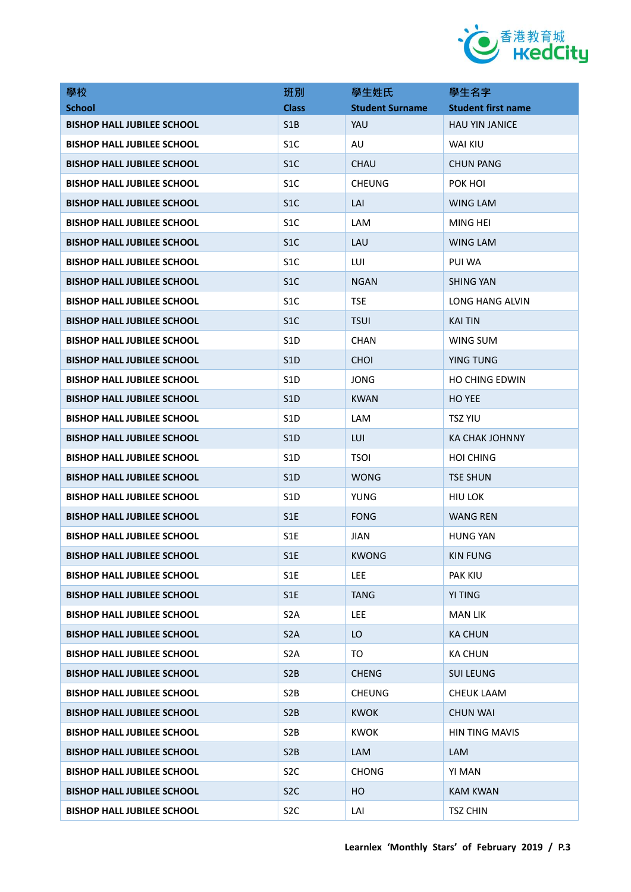| 學校<br>School | 班別<br>Class | 學生姓氏<br>Student Surname | 學生名字<br>Student first name |
|---|---|---|---|
| BISHOP HALL JUBILEE SCHOOL | S1B | YAU | HAU YIN JANICE |
| BISHOP HALL JUBILEE SCHOOL | S1C | AU | WAI KIU |
| BISHOP HALL JUBILEE SCHOOL | S1C | CHAU | CHUN PANG |
| BISHOP HALL JUBILEE SCHOOL | S1C | CHEUNG | POK HOI |
| BISHOP HALL JUBILEE SCHOOL | S1C | LAI | WING LAM |
| BISHOP HALL JUBILEE SCHOOL | S1C | LAM | MING HEI |
| BISHOP HALL JUBILEE SCHOOL | S1C | LAU | WING LAM |
| BISHOP HALL JUBILEE SCHOOL | S1C | LUI | PUI WA |
| BISHOP HALL JUBILEE SCHOOL | S1C | NGAN | SHING YAN |
| BISHOP HALL JUBILEE SCHOOL | S1C | TSE | LONG HANG ALVIN |
| BISHOP HALL JUBILEE SCHOOL | S1C | TSUI | KAI TIN |
| BISHOP HALL JUBILEE SCHOOL | S1D | CHAN | WING SUM |
| BISHOP HALL JUBILEE SCHOOL | S1D | CHOI | YING TUNG |
| BISHOP HALL JUBILEE SCHOOL | S1D | JONG | HO CHING EDWIN |
| BISHOP HALL JUBILEE SCHOOL | S1D | KWAN | HO YEE |
| BISHOP HALL JUBILEE SCHOOL | S1D | LAM | TSZ YIU |
| BISHOP HALL JUBILEE SCHOOL | S1D | LUI | KA CHAK JOHNNY |
| BISHOP HALL JUBILEE SCHOOL | S1D | TSOI | HOI CHING |
| BISHOP HALL JUBILEE SCHOOL | S1D | WONG | TSE SHUN |
| BISHOP HALL JUBILEE SCHOOL | S1D | YUNG | HIU LOK |
| BISHOP HALL JUBILEE SCHOOL | S1E | FONG | WANG REN |
| BISHOP HALL JUBILEE SCHOOL | S1E | JIAN | HUNG YAN |
| BISHOP HALL JUBILEE SCHOOL | S1E | KWONG | KIN FUNG |
| BISHOP HALL JUBILEE SCHOOL | S1E | LEE | PAK KIU |
| BISHOP HALL JUBILEE SCHOOL | S1E | TANG | YI TING |
| BISHOP HALL JUBILEE SCHOOL | S2A | LEE | MAN LIK |
| BISHOP HALL JUBILEE SCHOOL | S2A | LO | KA CHUN |
| BISHOP HALL JUBILEE SCHOOL | S2A | TO | KA CHUN |
| BISHOP HALL JUBILEE SCHOOL | S2B | CHENG | SUI LEUNG |
| BISHOP HALL JUBILEE SCHOOL | S2B | CHEUNG | CHEUK LAAM |
| BISHOP HALL JUBILEE SCHOOL | S2B | KWOK | CHUN WAI |
| BISHOP HALL JUBILEE SCHOOL | S2B | KWOK | HIN TING MAVIS |
| BISHOP HALL JUBILEE SCHOOL | S2B | LAM | LAM |
| BISHOP HALL JUBILEE SCHOOL | S2C | CHONG | YI MAN |
| BISHOP HALL JUBILEE SCHOOL | S2C | HO | KAM KWAN |
| BISHOP HALL JUBILEE SCHOOL | S2C | LAI | TSZ CHIN |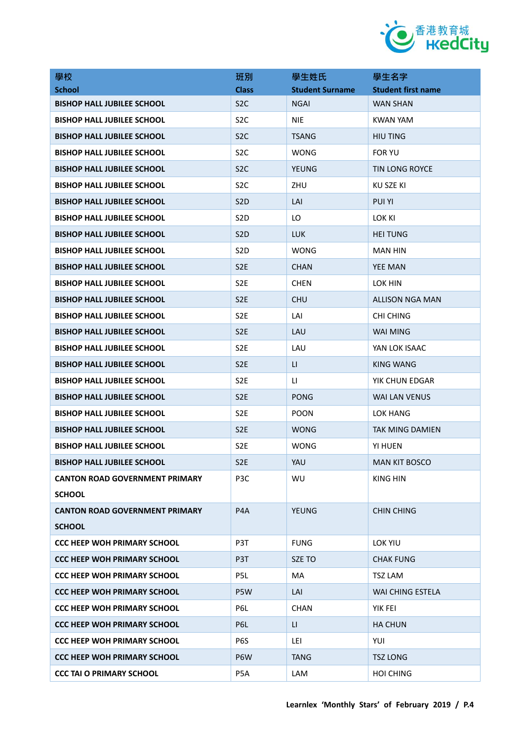| 學校<br>School | 班別<br>Class | 學生姓氏<br>Student Surname | 學生名字<br>Student first name |
|---|---|---|---|
| BISHOP HALL JUBILEE SCHOOL | S2C | NGAI | WAN SHAN |
| BISHOP HALL JUBILEE SCHOOL | S2C | NIE | KWAN YAM |
| BISHOP HALL JUBILEE SCHOOL | S2C | TSANG | HIU TING |
| BISHOP HALL JUBILEE SCHOOL | S2C | WONG | FOR YU |
| BISHOP HALL JUBILEE SCHOOL | S2C | YEUNG | TIN LONG ROYCE |
| BISHOP HALL JUBILEE SCHOOL | S2C | ZHU | KU SZE KI |
| BISHOP HALL JUBILEE SCHOOL | S2D | LAI | PUI YI |
| BISHOP HALL JUBILEE SCHOOL | S2D | LO | LOK KI |
| BISHOP HALL JUBILEE SCHOOL | S2D | LUK | HEI TUNG |
| BISHOP HALL JUBILEE SCHOOL | S2D | WONG | MAN HIN |
| BISHOP HALL JUBILEE SCHOOL | S2E | CHAN | YEE MAN |
| BISHOP HALL JUBILEE SCHOOL | S2E | CHEN | LOK HIN |
| BISHOP HALL JUBILEE SCHOOL | S2E | CHU | ALLISON NGA MAN |
| BISHOP HALL JUBILEE SCHOOL | S2E | LAI | CHI CHING |
| BISHOP HALL JUBILEE SCHOOL | S2E | LAU | WAI MING |
| BISHOP HALL JUBILEE SCHOOL | S2E | LAU | YAN LOK ISAAC |
| BISHOP HALL JUBILEE SCHOOL | S2E | LI | KING WANG |
| BISHOP HALL JUBILEE SCHOOL | S2E | LI | YIK CHUN EDGAR |
| BISHOP HALL JUBILEE SCHOOL | S2E | PONG | WAI LAN VENUS |
| BISHOP HALL JUBILEE SCHOOL | S2E | POON | LOK HANG |
| BISHOP HALL JUBILEE SCHOOL | S2E | WONG | TAK MING DAMIEN |
| BISHOP HALL JUBILEE SCHOOL | S2E | WONG | YI HUEN |
| BISHOP HALL JUBILEE SCHOOL | S2E | YAU | MAN KIT BOSCO |
| CANTON ROAD GOVERNMENT PRIMARY SCHOOL | P3C | WU | KING HIN |
| CANTON ROAD GOVERNMENT PRIMARY SCHOOL | P4A | YEUNG | CHIN CHING |
| CCC HEEP WOH PRIMARY SCHOOL | P3T | FUNG | LOK YIU |
| CCC HEEP WOH PRIMARY SCHOOL | P3T | SZE TO | CHAK FUNG |
| CCC HEEP WOH PRIMARY SCHOOL | P5L | MA | TSZ LAM |
| CCC HEEP WOH PRIMARY SCHOOL | P5W | LAI | WAI CHING ESTELA |
| CCC HEEP WOH PRIMARY SCHOOL | P6L | CHAN | YIK FEI |
| CCC HEEP WOH PRIMARY SCHOOL | P6L | LI | HA CHUN |
| CCC HEEP WOH PRIMARY SCHOOL | P6S | LEI | YUI |
| CCC HEEP WOH PRIMARY SCHOOL | P6W | TANG | TSZ LONG |
| CCC TAI O PRIMARY SCHOOL | P5A | LAM | HOI CHING |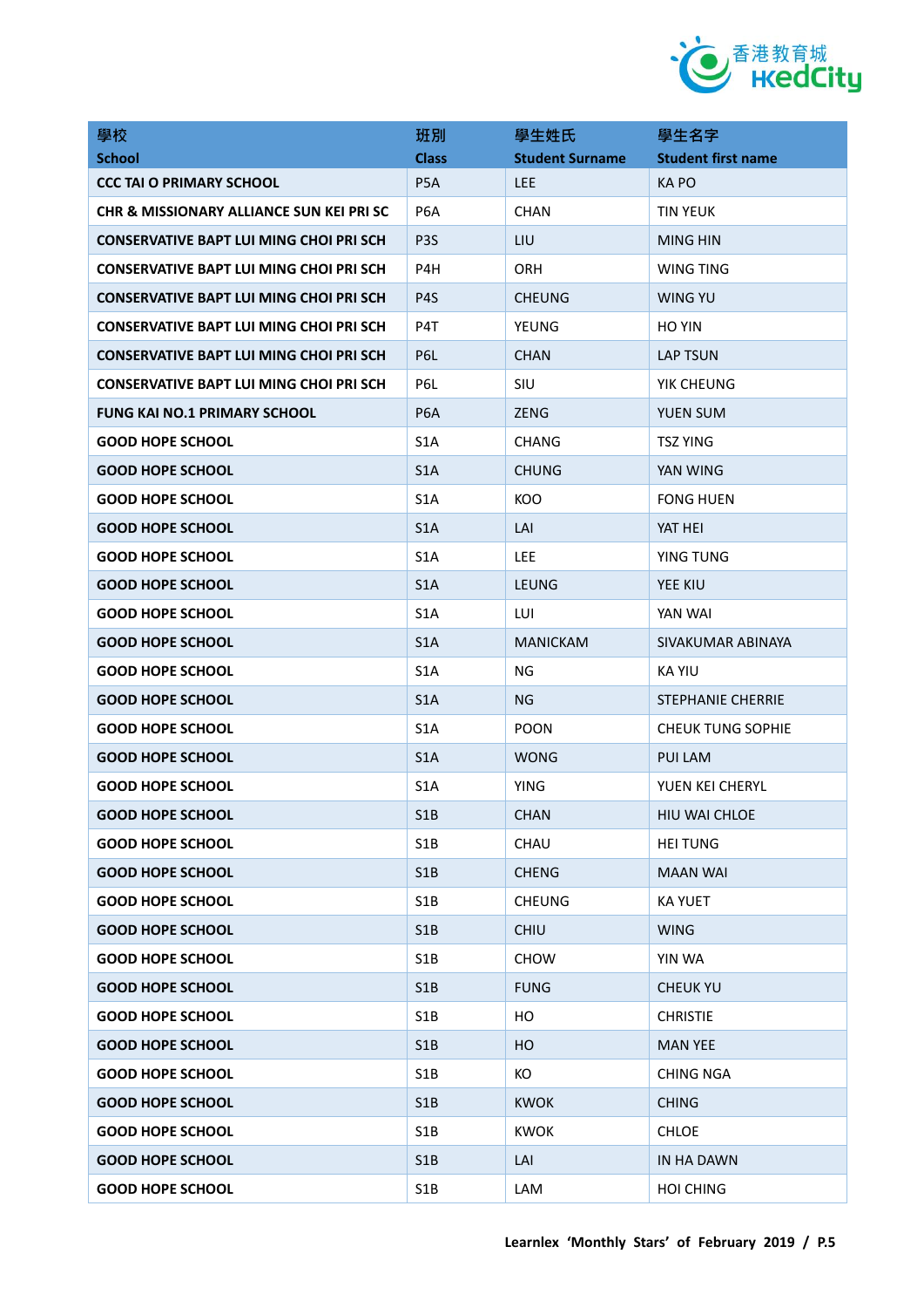| 學校<br>School | 班別<br>Class | 學生姓氏<br>Student Surname | 學生名字<br>Student first name |
|---|---|---|---|
| CCC TAI O PRIMARY SCHOOL | P5A | LEE | KA PO |
| CHR & MISSIONARY ALLIANCE SUN KEI PRI SC | P6A | CHAN | TIN YEUK |
| CONSERVATIVE BAPT LUI MING CHOI PRI SCH | P3S | LIU | MING HIN |
| CONSERVATIVE BAPT LUI MING CHOI PRI SCH | P4H | ORH | WING TING |
| CONSERVATIVE BAPT LUI MING CHOI PRI SCH | P4S | CHEUNG | WING YU |
| CONSERVATIVE BAPT LUI MING CHOI PRI SCH | P4T | YEUNG | HO YIN |
| CONSERVATIVE BAPT LUI MING CHOI PRI SCH | P6L | CHAN | LAP TSUN |
| CONSERVATIVE BAPT LUI MING CHOI PRI SCH | P6L | SIU | YIK CHEUNG |
| FUNG KAI NO.1 PRIMARY SCHOOL | P6A | ZENG | YUEN SUM |
| GOOD HOPE SCHOOL | S1A | CHANG | TSZ YING |
| GOOD HOPE SCHOOL | S1A | CHUNG | YAN WING |
| GOOD HOPE SCHOOL | S1A | KOO | FONG HUEN |
| GOOD HOPE SCHOOL | S1A | LAI | YAT HEI |
| GOOD HOPE SCHOOL | S1A | LEE | YING TUNG |
| GOOD HOPE SCHOOL | S1A | LEUNG | YEE KIU |
| GOOD HOPE SCHOOL | S1A | LUI | YAN WAI |
| GOOD HOPE SCHOOL | S1A | MANICKAM | SIVAKUMAR ABINAYA |
| GOOD HOPE SCHOOL | S1A | NG | KA YIU |
| GOOD HOPE SCHOOL | S1A | NG | STEPHANIE CHERRIE |
| GOOD HOPE SCHOOL | S1A | POON | CHEUK TUNG SOPHIE |
| GOOD HOPE SCHOOL | S1A | WONG | PUI LAM |
| GOOD HOPE SCHOOL | S1A | YING | YUEN KEI CHERYL |
| GOOD HOPE SCHOOL | S1B | CHAN | HIU WAI CHLOE |
| GOOD HOPE SCHOOL | S1B | CHAU | HEI TUNG |
| GOOD HOPE SCHOOL | S1B | CHENG | MAAN WAI |
| GOOD HOPE SCHOOL | S1B | CHEUNG | KA YUET |
| GOOD HOPE SCHOOL | S1B | CHIU | WING |
| GOOD HOPE SCHOOL | S1B | CHOW | YIN WA |
| GOOD HOPE SCHOOL | S1B | FUNG | CHEUK YU |
| GOOD HOPE SCHOOL | S1B | HO | CHRISTIE |
| GOOD HOPE SCHOOL | S1B | HO | MAN YEE |
| GOOD HOPE SCHOOL | S1B | KO | CHING NGA |
| GOOD HOPE SCHOOL | S1B | KWOK | CHING |
| GOOD HOPE SCHOOL | S1B | KWOK | CHLOE |
| GOOD HOPE SCHOOL | S1B | LAI | IN HA DAWN |
| GOOD HOPE SCHOOL | S1B | LAM | HOI CHING |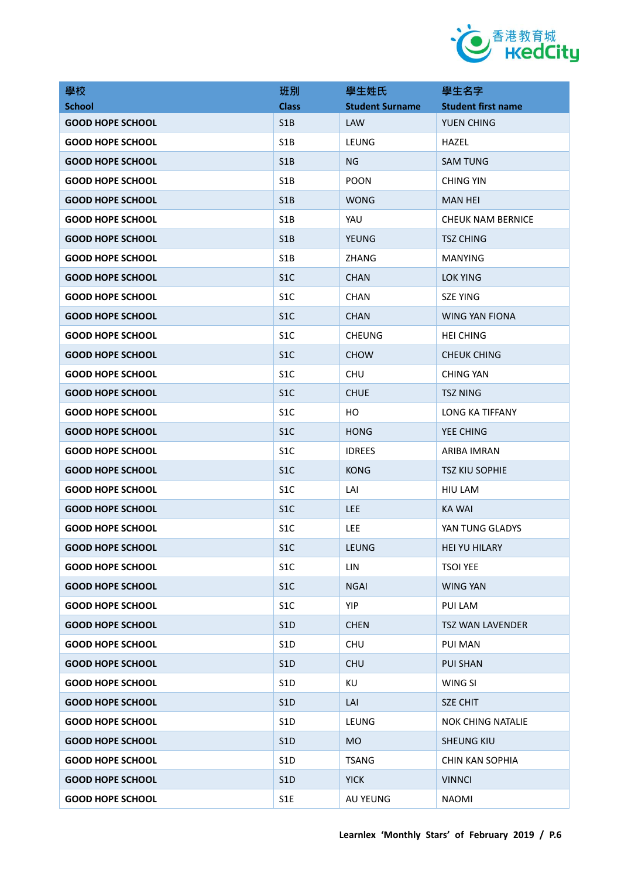| 學校<br>School | 班別<br>Class | 學生姓氏<br>Student Surname | 學生名字<br>Student first name |
|---|---|---|---|
| GOOD HOPE SCHOOL | S1B | LAW | YUEN CHING |
| GOOD HOPE SCHOOL | S1B | LEUNG | HAZEL |
| GOOD HOPE SCHOOL | S1B | NG | SAM TUNG |
| GOOD HOPE SCHOOL | S1B | POON | CHING YIN |
| GOOD HOPE SCHOOL | S1B | WONG | MAN HEI |
| GOOD HOPE SCHOOL | S1B | YAU | CHEUK NAM BERNICE |
| GOOD HOPE SCHOOL | S1B | YEUNG | TSZ CHING |
| GOOD HOPE SCHOOL | S1B | ZHANG | MANYING |
| GOOD HOPE SCHOOL | S1C | CHAN | LOK YING |
| GOOD HOPE SCHOOL | S1C | CHAN | SZE YING |
| GOOD HOPE SCHOOL | S1C | CHAN | WING YAN FIONA |
| GOOD HOPE SCHOOL | S1C | CHEUNG | HEI CHING |
| GOOD HOPE SCHOOL | S1C | CHOW | CHEUK CHING |
| GOOD HOPE SCHOOL | S1C | CHU | CHING YAN |
| GOOD HOPE SCHOOL | S1C | CHUE | TSZ NING |
| GOOD HOPE SCHOOL | S1C | HO | LONG KA TIFFANY |
| GOOD HOPE SCHOOL | S1C | HONG | YEE CHING |
| GOOD HOPE SCHOOL | S1C | IDREES | ARIBA IMRAN |
| GOOD HOPE SCHOOL | S1C | KONG | TSZ KIU SOPHIE |
| GOOD HOPE SCHOOL | S1C | LAI | HIU LAM |
| GOOD HOPE SCHOOL | S1C | LEE | KA WAI |
| GOOD HOPE SCHOOL | S1C | LEE | YAN TUNG GLADYS |
| GOOD HOPE SCHOOL | S1C | LEUNG | HEI YU HILARY |
| GOOD HOPE SCHOOL | S1C | LIN | TSOI YEE |
| GOOD HOPE SCHOOL | S1C | NGAI | WING YAN |
| GOOD HOPE SCHOOL | S1C | YIP | PUI LAM |
| GOOD HOPE SCHOOL | S1D | CHEN | TSZ WAN LAVENDER |
| GOOD HOPE SCHOOL | S1D | CHU | PUI MAN |
| GOOD HOPE SCHOOL | S1D | CHU | PUI SHAN |
| GOOD HOPE SCHOOL | S1D | KU | WING SI |
| GOOD HOPE SCHOOL | S1D | LAI | SZE CHIT |
| GOOD HOPE SCHOOL | S1D | LEUNG | NOK CHING NATALIE |
| GOOD HOPE SCHOOL | S1D | MO | SHEUNG KIU |
| GOOD HOPE SCHOOL | S1D | TSANG | CHIN KAN SOPHIA |
| GOOD HOPE SCHOOL | S1D | YICK | VINNCI |
| GOOD HOPE SCHOOL | S1E | AU YEUNG | NAOMI |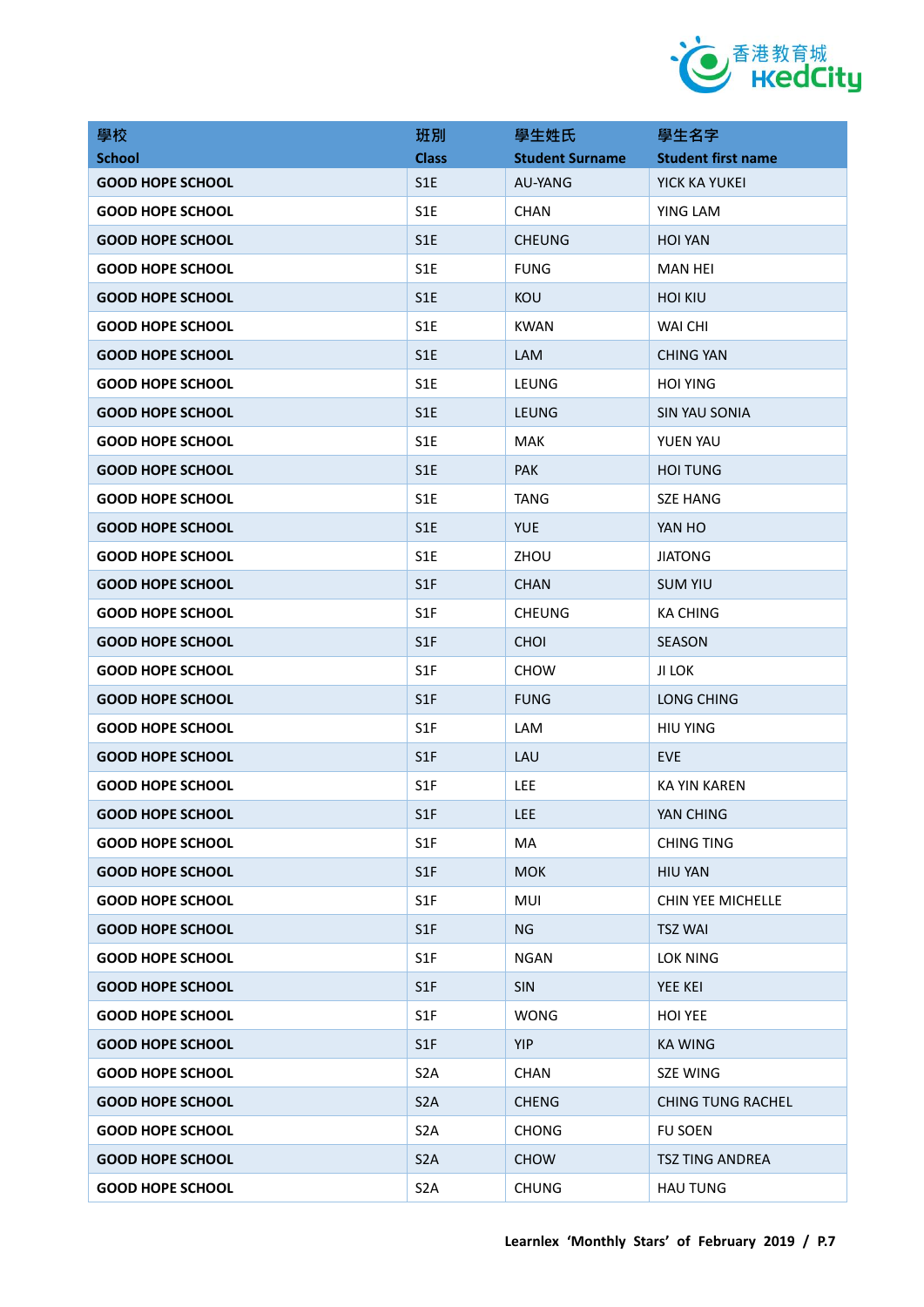| 學校<br>School | 班別<br>Class | 學生姓氏<br>Student Surname | 學生名字<br>Student first name |
|---|---|---|---|
| GOOD HOPE SCHOOL | S1E | AU-YANG | YICK KA YUKEI |
| GOOD HOPE SCHOOL | S1E | CHAN | YING LAM |
| GOOD HOPE SCHOOL | S1E | CHEUNG | HOI YAN |
| GOOD HOPE SCHOOL | S1E | FUNG | MAN HEI |
| GOOD HOPE SCHOOL | S1E | KOU | HOI KIU |
| GOOD HOPE SCHOOL | S1E | KWAN | WAI CHI |
| GOOD HOPE SCHOOL | S1E | LAM | CHING YAN |
| GOOD HOPE SCHOOL | S1E | LEUNG | HOI YING |
| GOOD HOPE SCHOOL | S1E | LEUNG | SIN YAU SONIA |
| GOOD HOPE SCHOOL | S1E | MAK | YUEN YAU |
| GOOD HOPE SCHOOL | S1E | PAK | HOI TUNG |
| GOOD HOPE SCHOOL | S1E | TANG | SZE HANG |
| GOOD HOPE SCHOOL | S1E | YUE | YAN HO |
| GOOD HOPE SCHOOL | S1E | ZHOU | JIATONG |
| GOOD HOPE SCHOOL | S1F | CHAN | SUM YIU |
| GOOD HOPE SCHOOL | S1F | CHEUNG | KA CHING |
| GOOD HOPE SCHOOL | S1F | CHOI | SEASON |
| GOOD HOPE SCHOOL | S1F | CHOW | JI LOK |
| GOOD HOPE SCHOOL | S1F | FUNG | LONG CHING |
| GOOD HOPE SCHOOL | S1F | LAM | HIU YING |
| GOOD HOPE SCHOOL | S1F | LAU | EVE |
| GOOD HOPE SCHOOL | S1F | LEE | KA YIN KAREN |
| GOOD HOPE SCHOOL | S1F | LEE | YAN CHING |
| GOOD HOPE SCHOOL | S1F | MA | CHING TING |
| GOOD HOPE SCHOOL | S1F | MOK | HIU YAN |
| GOOD HOPE SCHOOL | S1F | MUI | CHIN YEE MICHELLE |
| GOOD HOPE SCHOOL | S1F | NG | TSZ WAI |
| GOOD HOPE SCHOOL | S1F | NGAN | LOK NING |
| GOOD HOPE SCHOOL | S1F | SIN | YEE KEI |
| GOOD HOPE SCHOOL | S1F | WONG | HOI YEE |
| GOOD HOPE SCHOOL | S1F | YIP | KA WING |
| GOOD HOPE SCHOOL | S2A | CHAN | SZE WING |
| GOOD HOPE SCHOOL | S2A | CHENG | CHING TUNG RACHEL |
| GOOD HOPE SCHOOL | S2A | CHONG | FU SOEN |
| GOOD HOPE SCHOOL | S2A | CHOW | TSZ TING ANDREA |
| GOOD HOPE SCHOOL | S2A | CHUNG | HAU TUNG |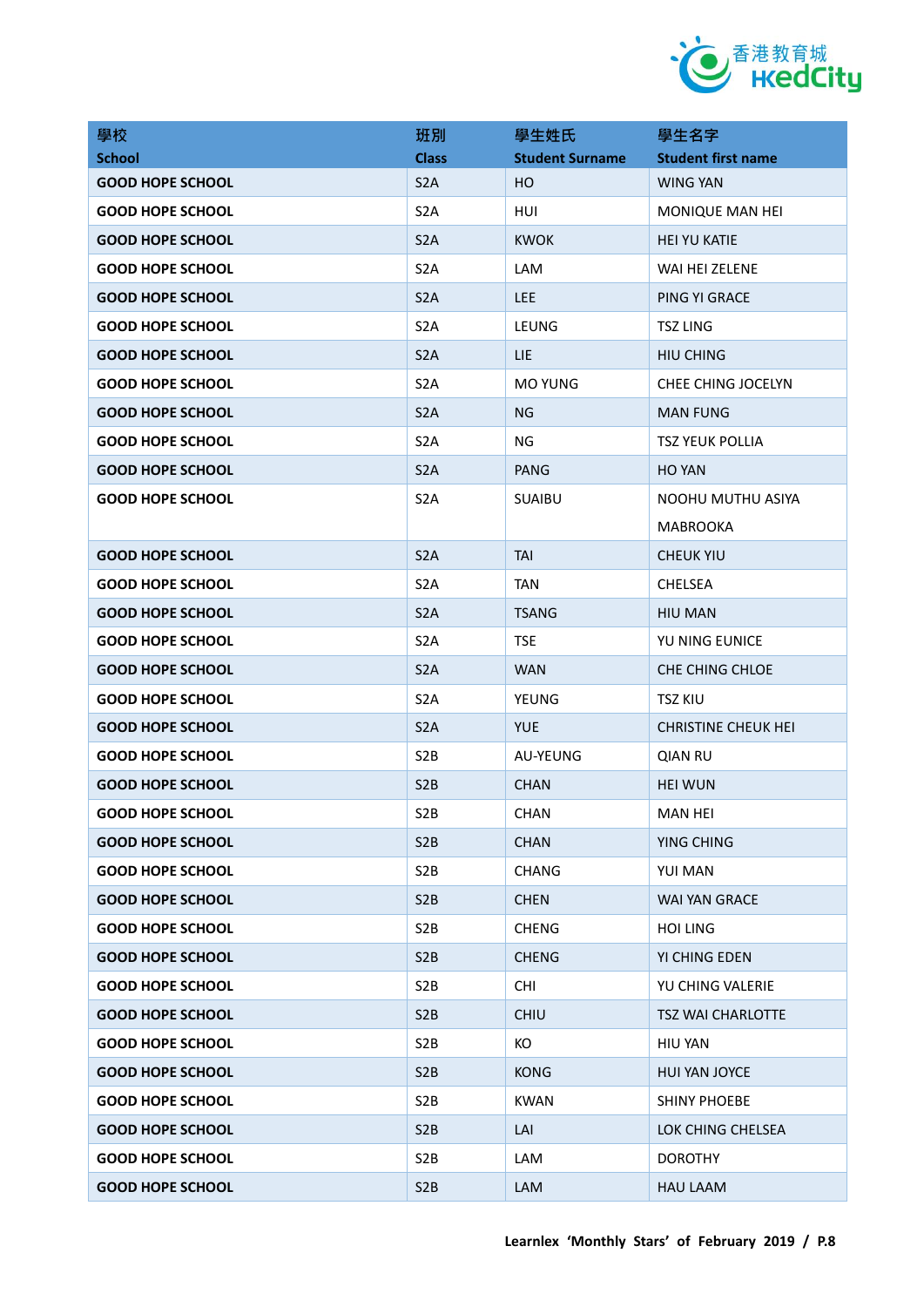| 學校<br>School | 班別<br>Class | 學生姓氏<br>Student Surname | 學生名字<br>Student first name |
|---|---|---|---|
| GOOD HOPE SCHOOL | S2A | HO | WING YAN |
| GOOD HOPE SCHOOL | S2A | HUI | MONIQUE MAN HEI |
| GOOD HOPE SCHOOL | S2A | KWOK | HEI YU KATIE |
| GOOD HOPE SCHOOL | S2A | LAM | WAI HEI ZELENE |
| GOOD HOPE SCHOOL | S2A | LEE | PING YI GRACE |
| GOOD HOPE SCHOOL | S2A | LEUNG | TSZ LING |
| GOOD HOPE SCHOOL | S2A | LIE | HIU CHING |
| GOOD HOPE SCHOOL | S2A | MO YUNG | CHEE CHING JOCELYN |
| GOOD HOPE SCHOOL | S2A | NG | MAN FUNG |
| GOOD HOPE SCHOOL | S2A | NG | TSZ YEUK POLLIA |
| GOOD HOPE SCHOOL | S2A | PANG | HO YAN |
| GOOD HOPE SCHOOL | S2A | SUAIBU | NOOHU MUTHU ASIYA MABROOKA |
| GOOD HOPE SCHOOL | S2A | TAI | CHEUK YIU |
| GOOD HOPE SCHOOL | S2A | TAN | CHELSEA |
| GOOD HOPE SCHOOL | S2A | TSANG | HIU MAN |
| GOOD HOPE SCHOOL | S2A | TSE | YU NING EUNICE |
| GOOD HOPE SCHOOL | S2A | WAN | CHE CHING CHLOE |
| GOOD HOPE SCHOOL | S2A | YEUNG | TSZ KIU |
| GOOD HOPE SCHOOL | S2A | YUE | CHRISTINE CHEUK HEI |
| GOOD HOPE SCHOOL | S2B | AU-YEUNG | QIAN RU |
| GOOD HOPE SCHOOL | S2B | CHAN | HEI WUN |
| GOOD HOPE SCHOOL | S2B | CHAN | MAN HEI |
| GOOD HOPE SCHOOL | S2B | CHAN | YING CHING |
| GOOD HOPE SCHOOL | S2B | CHANG | YUI MAN |
| GOOD HOPE SCHOOL | S2B | CHEN | WAI YAN GRACE |
| GOOD HOPE SCHOOL | S2B | CHENG | HOI LING |
| GOOD HOPE SCHOOL | S2B | CHENG | YI CHING EDEN |
| GOOD HOPE SCHOOL | S2B | CHI | YU CHING VALERIE |
| GOOD HOPE SCHOOL | S2B | CHIU | TSZ WAI CHARLOTTE |
| GOOD HOPE SCHOOL | S2B | KO | HIU YAN |
| GOOD HOPE SCHOOL | S2B | KONG | HUI YAN JOYCE |
| GOOD HOPE SCHOOL | S2B | KWAN | SHINY PHOEBE |
| GOOD HOPE SCHOOL | S2B | LAI | LOK CHING CHELSEA |
| GOOD HOPE SCHOOL | S2B | LAM | DOROTHY |
| GOOD HOPE SCHOOL | S2B | LAM | HAU LAAM |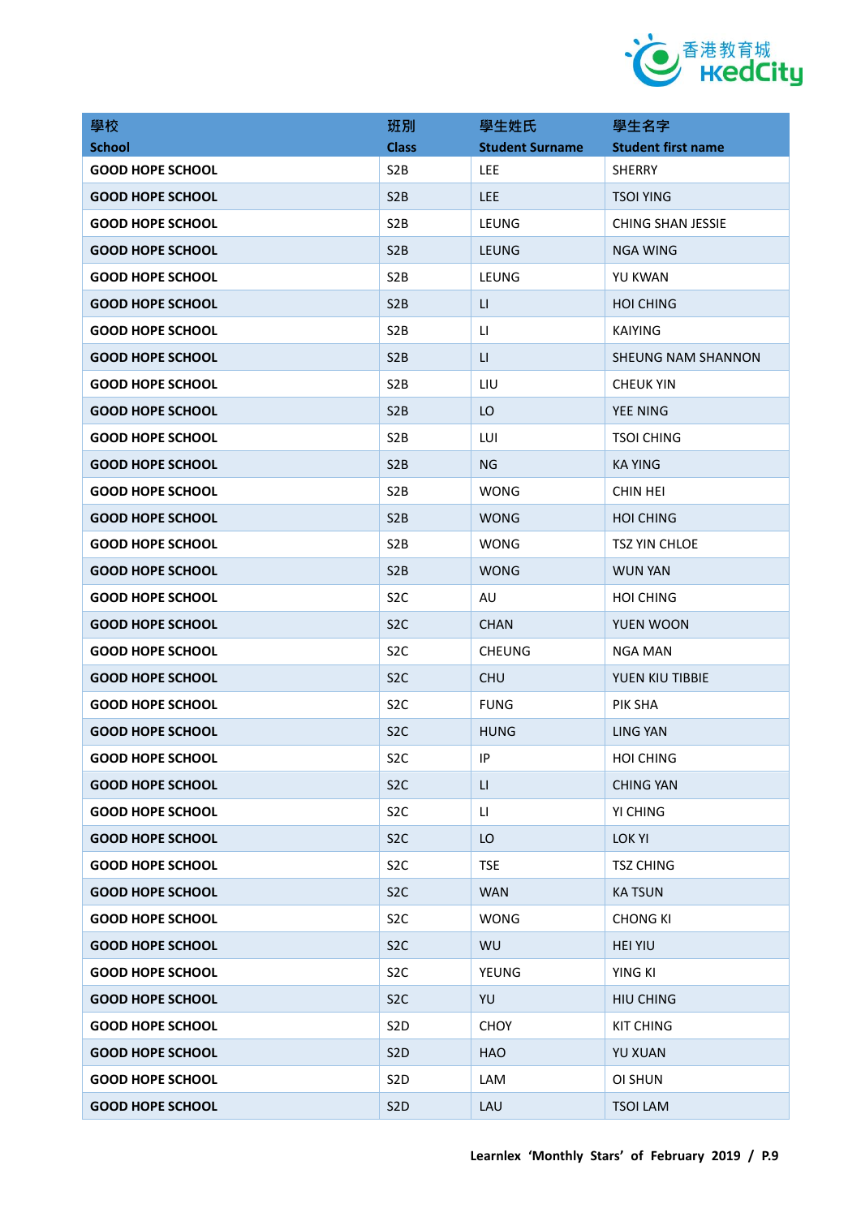| 學校<br>School | 班別<br>Class | 學生姓氏<br>Student Surname | 學生名字<br>Student first name |
|---|---|---|---|
| GOOD HOPE SCHOOL | S2B | LEE | SHERRY |
| GOOD HOPE SCHOOL | S2B | LEE | TSOI YING |
| GOOD HOPE SCHOOL | S2B | LEUNG | CHING SHAN JESSIE |
| GOOD HOPE SCHOOL | S2B | LEUNG | NGA WING |
| GOOD HOPE SCHOOL | S2B | LEUNG | YU KWAN |
| GOOD HOPE SCHOOL | S2B | LI | HOI CHING |
| GOOD HOPE SCHOOL | S2B | LI | KAIYING |
| GOOD HOPE SCHOOL | S2B | LI | SHEUNG NAM SHANNON |
| GOOD HOPE SCHOOL | S2B | LIU | CHEUK YIN |
| GOOD HOPE SCHOOL | S2B | LO | YEE NING |
| GOOD HOPE SCHOOL | S2B | LUI | TSOI CHING |
| GOOD HOPE SCHOOL | S2B | NG | KA YING |
| GOOD HOPE SCHOOL | S2B | WONG | CHIN HEI |
| GOOD HOPE SCHOOL | S2B | WONG | HOI CHING |
| GOOD HOPE SCHOOL | S2B | WONG | TSZ YIN CHLOE |
| GOOD HOPE SCHOOL | S2B | WONG | WUN YAN |
| GOOD HOPE SCHOOL | S2C | AU | HOI CHING |
| GOOD HOPE SCHOOL | S2C | CHAN | YUEN WOON |
| GOOD HOPE SCHOOL | S2C | CHEUNG | NGA MAN |
| GOOD HOPE SCHOOL | S2C | CHU | YUEN KIU TIBBIE |
| GOOD HOPE SCHOOL | S2C | FUNG | PIK SHA |
| GOOD HOPE SCHOOL | S2C | HUNG | LING YAN |
| GOOD HOPE SCHOOL | S2C | IP | HOI CHING |
| GOOD HOPE SCHOOL | S2C | LI | CHING YAN |
| GOOD HOPE SCHOOL | S2C | LI | YI CHING |
| GOOD HOPE SCHOOL | S2C | LO | LOK YI |
| GOOD HOPE SCHOOL | S2C | TSE | TSZ CHING |
| GOOD HOPE SCHOOL | S2C | WAN | KA TSUN |
| GOOD HOPE SCHOOL | S2C | WONG | CHONG KI |
| GOOD HOPE SCHOOL | S2C | WU | HEI YIU |
| GOOD HOPE SCHOOL | S2C | YEUNG | YING KI |
| GOOD HOPE SCHOOL | S2C | YU | HIU CHING |
| GOOD HOPE SCHOOL | S2D | CHOY | KIT CHING |
| GOOD HOPE SCHOOL | S2D | HAO | YU XUAN |
| GOOD HOPE SCHOOL | S2D | LAM | OI SHUN |
| GOOD HOPE SCHOOL | S2D | LAU | TSOI LAM |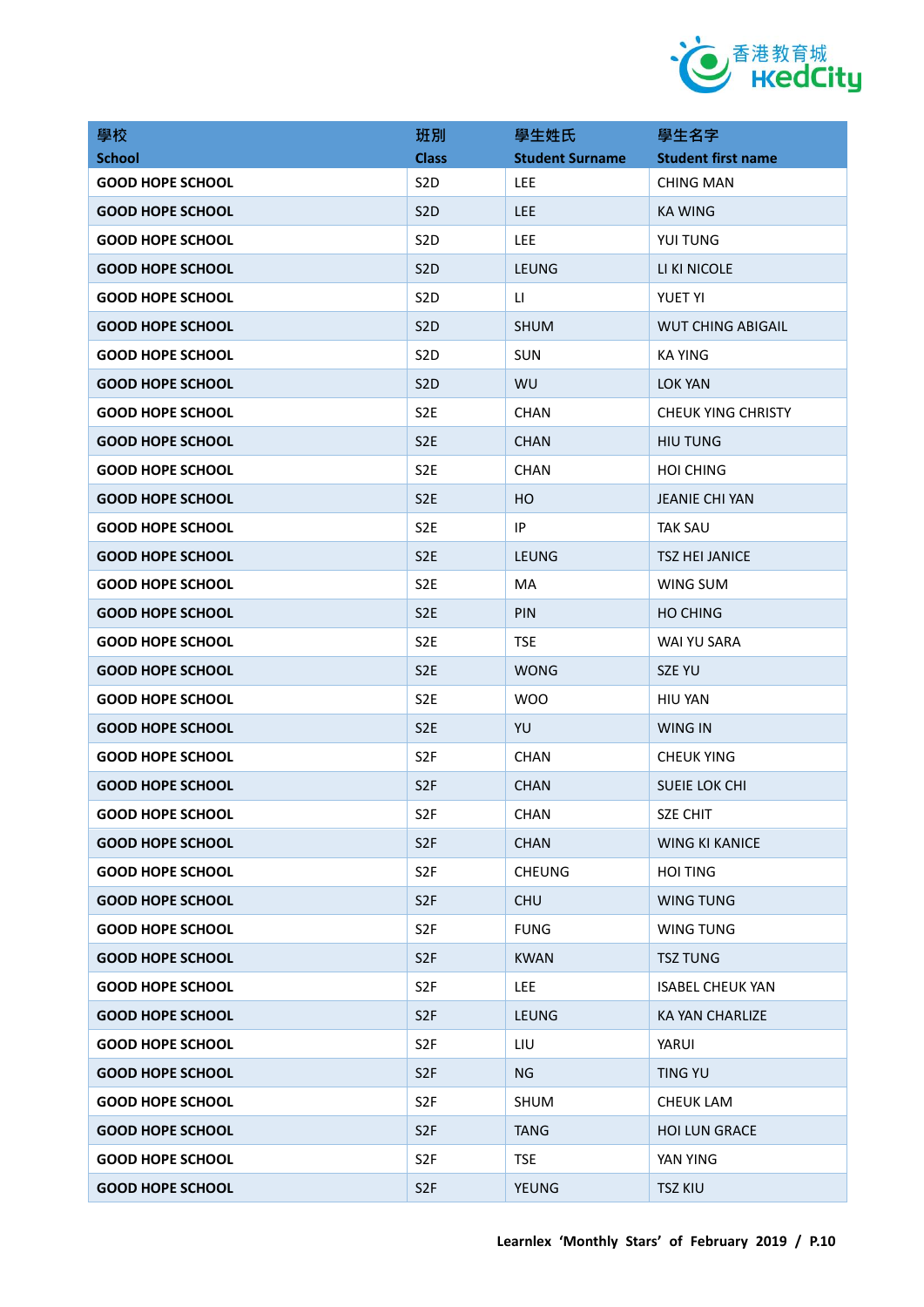| 學校<br>School | 班別<br>Class | 學生姓氏<br>Student Surname | 學生名字<br>Student first name |
|---|---|---|---|
| GOOD HOPE SCHOOL | S2D | LEE | CHING MAN |
| GOOD HOPE SCHOOL | S2D | LEE | KA WING |
| GOOD HOPE SCHOOL | S2D | LEE | YUI TUNG |
| GOOD HOPE SCHOOL | S2D | LEUNG | LI KI NICOLE |
| GOOD HOPE SCHOOL | S2D | LI | YUET YI |
| GOOD HOPE SCHOOL | S2D | SHUM | WUT CHING ABIGAIL |
| GOOD HOPE SCHOOL | S2D | SUN | KA YING |
| GOOD HOPE SCHOOL | S2D | WU | LOK YAN |
| GOOD HOPE SCHOOL | S2E | CHAN | CHEUK YING CHRISTY |
| GOOD HOPE SCHOOL | S2E | CHAN | HIU TUNG |
| GOOD HOPE SCHOOL | S2E | CHAN | HOI CHING |
| GOOD HOPE SCHOOL | S2E | HO | JEANIE CHI YAN |
| GOOD HOPE SCHOOL | S2E | IP | TAK SAU |
| GOOD HOPE SCHOOL | S2E | LEUNG | TSZ HEI JANICE |
| GOOD HOPE SCHOOL | S2E | MA | WING SUM |
| GOOD HOPE SCHOOL | S2E | PIN | HO CHING |
| GOOD HOPE SCHOOL | S2E | TSE | WAI YU SARA |
| GOOD HOPE SCHOOL | S2E | WONG | SZE YU |
| GOOD HOPE SCHOOL | S2E | WOO | HIU YAN |
| GOOD HOPE SCHOOL | S2E | YU | WING IN |
| GOOD HOPE SCHOOL | S2F | CHAN | CHEUK YING |
| GOOD HOPE SCHOOL | S2F | CHAN | SUEIE LOK CHI |
| GOOD HOPE SCHOOL | S2F | CHAN | SZE CHIT |
| GOOD HOPE SCHOOL | S2F | CHAN | WING KI KANICE |
| GOOD HOPE SCHOOL | S2F | CHEUNG | HOI TING |
| GOOD HOPE SCHOOL | S2F | CHU | WING TUNG |
| GOOD HOPE SCHOOL | S2F | FUNG | WING TUNG |
| GOOD HOPE SCHOOL | S2F | KWAN | TSZ TUNG |
| GOOD HOPE SCHOOL | S2F | LEE | ISABEL CHEUK YAN |
| GOOD HOPE SCHOOL | S2F | LEUNG | KA YAN CHARLIZE |
| GOOD HOPE SCHOOL | S2F | LIU | YARUI |
| GOOD HOPE SCHOOL | S2F | NG | TING YU |
| GOOD HOPE SCHOOL | S2F | SHUM | CHEUK LAM |
| GOOD HOPE SCHOOL | S2F | TANG | HOI LUN GRACE |
| GOOD HOPE SCHOOL | S2F | TSE | YAN YING |
| GOOD HOPE SCHOOL | S2F | YEUNG | TSZ KIU |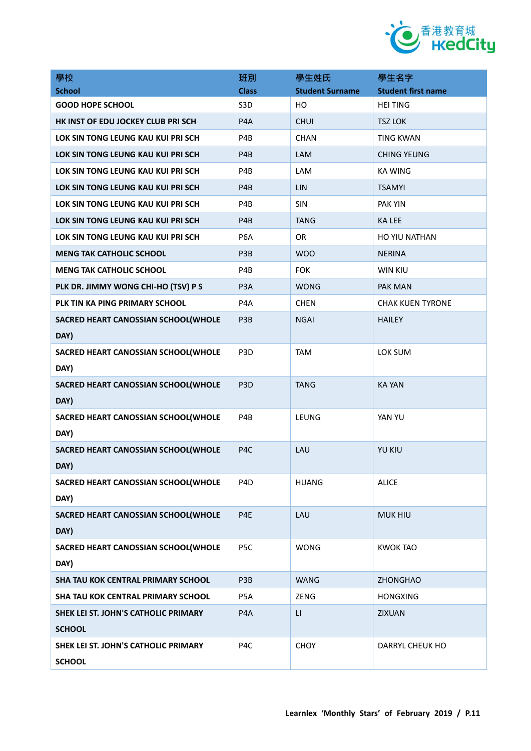| 學校<br>School | 班別<br>Class | 學生姓氏<br>Student Surname | 學生名字<br>Student first name |
|---|---|---|---|
| GOOD HOPE SCHOOL | S3D | HO | HEI TING |
| HK INST OF EDU JOCKEY CLUB PRI SCH | P4A | CHUI | TSZ LOK |
| LOK SIN TONG LEUNG KAU KUI PRI SCH | P4B | CHAN | TING KWAN |
| LOK SIN TONG LEUNG KAU KUI PRI SCH | P4B | LAM | CHING YEUNG |
| LOK SIN TONG LEUNG KAU KUI PRI SCH | P4B | LAM | KA WING |
| LOK SIN TONG LEUNG KAU KUI PRI SCH | P4B | LIN | TSAMYI |
| LOK SIN TONG LEUNG KAU KUI PRI SCH | P4B | SIN | PAK YIN |
| LOK SIN TONG LEUNG KAU KUI PRI SCH | P4B | TANG | KA LEE |
| LOK SIN TONG LEUNG KAU KUI PRI SCH | P6A | OR | HO YIU NATHAN |
| MENG TAK CATHOLIC SCHOOL | P3B | WOO | NERINA |
| MENG TAK CATHOLIC SCHOOL | P4B | FOK | WIN KIU |
| PLK DR. JIMMY WONG CHI-HO (TSV) P S | P3A | WONG | PAK MAN |
| PLK TIN KA PING PRIMARY SCHOOL | P4A | CHEN | CHAK KUEN TYRONE |
| SACRED HEART CANOSSIAN SCHOOL(WHOLE DAY) | P3B | NGAI | HAILEY |
| SACRED HEART CANOSSIAN SCHOOL(WHOLE DAY) | P3D | TAM | LOK SUM |
| SACRED HEART CANOSSIAN SCHOOL(WHOLE DAY) | P3D | TANG | KA YAN |
| SACRED HEART CANOSSIAN SCHOOL(WHOLE DAY) | P4B | LEUNG | YAN YU |
| SACRED HEART CANOSSIAN SCHOOL(WHOLE DAY) | P4C | LAU | YU KIU |
| SACRED HEART CANOSSIAN SCHOOL(WHOLE DAY) | P4D | HUANG | ALICE |
| SACRED HEART CANOSSIAN SCHOOL(WHOLE DAY) | P4E | LAU | MUK HIU |
| SACRED HEART CANOSSIAN SCHOOL(WHOLE DAY) | P5C | WONG | KWOK TAO |
| SHA TAU KOK CENTRAL PRIMARY SCHOOL | P3B | WANG | ZHONGHAO |
| SHA TAU KOK CENTRAL PRIMARY SCHOOL | P5A | ZENG | HONGXING |
| SHEK LEI ST. JOHN'S CATHOLIC PRIMARY SCHOOL | P4A | LI | ZIXUAN |
| SHEK LEI ST. JOHN'S CATHOLIC PRIMARY SCHOOL | P4C | CHOY | DARRYL CHEUK HO |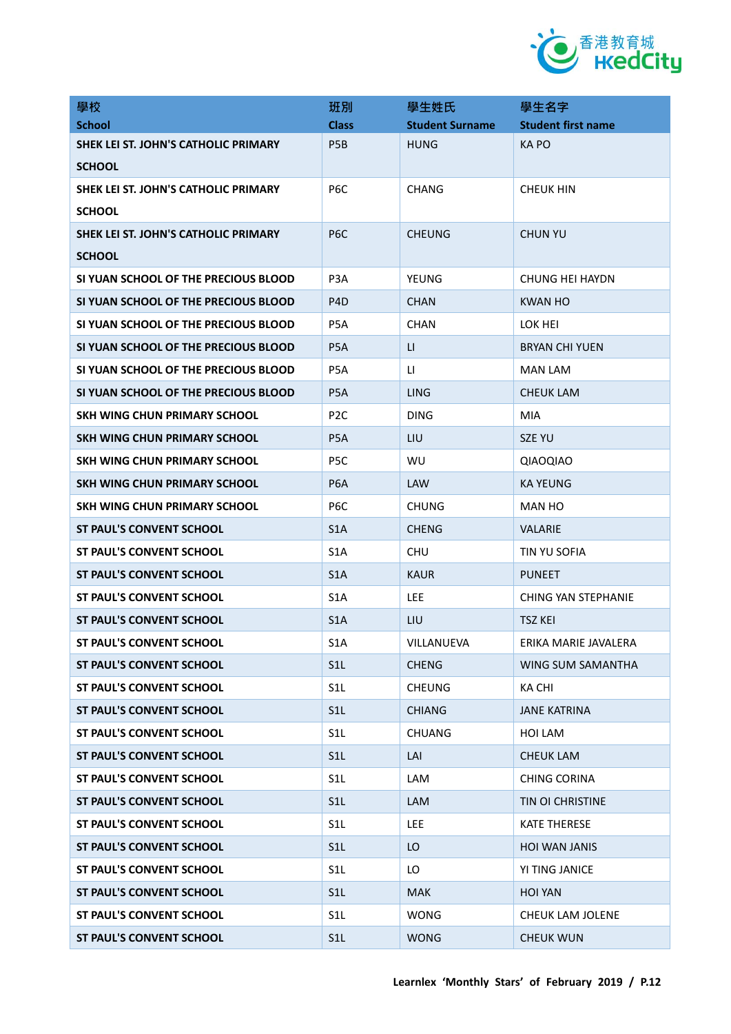| 學校<br>School | 班別<br>Class | 學生姓氏<br>Student Surname | 學生名字<br>Student first name |
|---|---|---|---|
| SHEK LEI ST. JOHN'S CATHOLIC PRIMARY SCHOOL | P5B | HUNG | KA PO |
| SHEK LEI ST. JOHN'S CATHOLIC PRIMARY SCHOOL | P6C | CHANG | CHEUK HIN |
| SHEK LEI ST. JOHN'S CATHOLIC PRIMARY SCHOOL | P6C | CHEUNG | CHUN YU |
| SI YUAN SCHOOL OF THE PRECIOUS BLOOD | P3A | YEUNG | CHUNG HEI HAYDN |
| SI YUAN SCHOOL OF THE PRECIOUS BLOOD | P4D | CHAN | KWAN HO |
| SI YUAN SCHOOL OF THE PRECIOUS BLOOD | P5A | CHAN | LOK HEI |
| SI YUAN SCHOOL OF THE PRECIOUS BLOOD | P5A | LI | BRYAN CHI YUEN |
| SI YUAN SCHOOL OF THE PRECIOUS BLOOD | P5A | LI | MAN LAM |
| SI YUAN SCHOOL OF THE PRECIOUS BLOOD | P5A | LING | CHEUK LAM |
| SKH WING CHUN PRIMARY SCHOOL | P2C | DING | MIA |
| SKH WING CHUN PRIMARY SCHOOL | P5A | LIU | SZE YU |
| SKH WING CHUN PRIMARY SCHOOL | P5C | WU | QIAOQIAO |
| SKH WING CHUN PRIMARY SCHOOL | P6A | LAW | KA YEUNG |
| SKH WING CHUN PRIMARY SCHOOL | P6C | CHUNG | MAN HO |
| ST PAUL'S CONVENT SCHOOL | S1A | CHENG | VALARIE |
| ST PAUL'S CONVENT SCHOOL | S1A | CHU | TIN YU SOFIA |
| ST PAUL'S CONVENT SCHOOL | S1A | KAUR | PUNEET |
| ST PAUL'S CONVENT SCHOOL | S1A | LEE | CHING YAN STEPHANIE |
| ST PAUL'S CONVENT SCHOOL | S1A | LIU | TSZ KEI |
| ST PAUL'S CONVENT SCHOOL | S1A | VILLANUEVA | ERIKA MARIE JAVALERA |
| ST PAUL'S CONVENT SCHOOL | S1L | CHENG | WING SUM SAMANTHA |
| ST PAUL'S CONVENT SCHOOL | S1L | CHEUNG | KA CHI |
| ST PAUL'S CONVENT SCHOOL | S1L | CHIANG | JANE KATRINA |
| ST PAUL'S CONVENT SCHOOL | S1L | CHUANG | HOI LAM |
| ST PAUL'S CONVENT SCHOOL | S1L | LAI | CHEUK LAM |
| ST PAUL'S CONVENT SCHOOL | S1L | LAM | CHING CORINA |
| ST PAUL'S CONVENT SCHOOL | S1L | LAM | TIN OI CHRISTINE |
| ST PAUL'S CONVENT SCHOOL | S1L | LEE | KATE THERESE |
| ST PAUL'S CONVENT SCHOOL | S1L | LO | HOI WAN JANIS |
| ST PAUL'S CONVENT SCHOOL | S1L | LO | YI TING JANICE |
| ST PAUL'S CONVENT SCHOOL | S1L | MAK | HOI YAN |
| ST PAUL'S CONVENT SCHOOL | S1L | WONG | CHEUK LAM JOLENE |
| ST PAUL'S CONVENT SCHOOL | S1L | WONG | CHEUK WUN |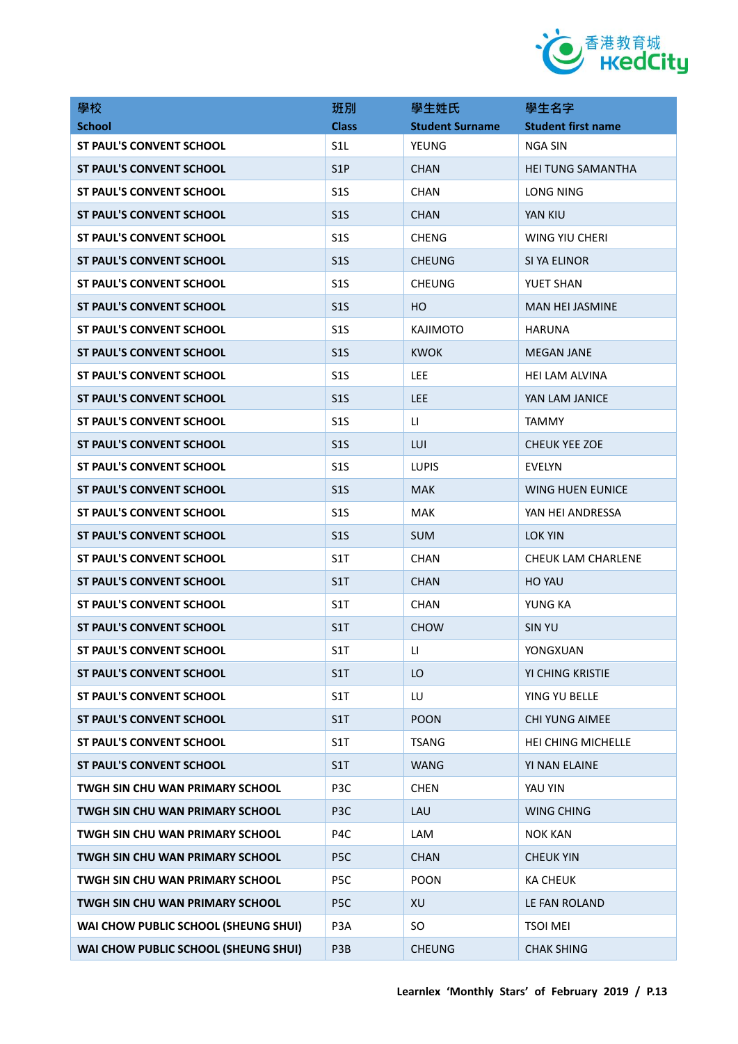| 學校<br>School | 班別<br>Class | 學生姓氏<br>Student Surname | 學生名字<br>Student first name |
|---|---|---|---|
| ST PAUL'S CONVENT SCHOOL | S1L | YEUNG | NGA SIN |
| ST PAUL'S CONVENT SCHOOL | S1P | CHAN | HEI TUNG SAMANTHA |
| ST PAUL'S CONVENT SCHOOL | S1S | CHAN | LONG NING |
| ST PAUL'S CONVENT SCHOOL | S1S | CHAN | YAN KIU |
| ST PAUL'S CONVENT SCHOOL | S1S | CHENG | WING YIU CHERI |
| ST PAUL'S CONVENT SCHOOL | S1S | CHEUNG | SI YA ELINOR |
| ST PAUL'S CONVENT SCHOOL | S1S | CHEUNG | YUET SHAN |
| ST PAUL'S CONVENT SCHOOL | S1S | HO | MAN HEI JASMINE |
| ST PAUL'S CONVENT SCHOOL | S1S | KAJIMOTO | HARUNA |
| ST PAUL'S CONVENT SCHOOL | S1S | KWOK | MEGAN JANE |
| ST PAUL'S CONVENT SCHOOL | S1S | LEE | HEI LAM ALVINA |
| ST PAUL'S CONVENT SCHOOL | S1S | LEE | YAN LAM JANICE |
| ST PAUL'S CONVENT SCHOOL | S1S | LI | TAMMY |
| ST PAUL'S CONVENT SCHOOL | S1S | LUI | CHEUK YEE ZOE |
| ST PAUL'S CONVENT SCHOOL | S1S | LUPIS | EVELYN |
| ST PAUL'S CONVENT SCHOOL | S1S | MAK | WING HUEN EUNICE |
| ST PAUL'S CONVENT SCHOOL | S1S | MAK | YAN HEI ANDRESSA |
| ST PAUL'S CONVENT SCHOOL | S1S | SUM | LOK YIN |
| ST PAUL'S CONVENT SCHOOL | S1T | CHAN | CHEUK LAM CHARLENE |
| ST PAUL'S CONVENT SCHOOL | S1T | CHAN | HO YAU |
| ST PAUL'S CONVENT SCHOOL | S1T | CHAN | YUNG KA |
| ST PAUL'S CONVENT SCHOOL | S1T | CHOW | SIN YU |
| ST PAUL'S CONVENT SCHOOL | S1T | LI | YONGXUAN |
| ST PAUL'S CONVENT SCHOOL | S1T | LO | YI CHING KRISTIE |
| ST PAUL'S CONVENT SCHOOL | S1T | LU | YING YU BELLE |
| ST PAUL'S CONVENT SCHOOL | S1T | POON | CHI YUNG AIMEE |
| ST PAUL'S CONVENT SCHOOL | S1T | TSANG | HEI CHING MICHELLE |
| ST PAUL'S CONVENT SCHOOL | S1T | WANG | YI NAN ELAINE |
| TWGH SIN CHU WAN PRIMARY SCHOOL | P3C | CHEN | YAU YIN |
| TWGH SIN CHU WAN PRIMARY SCHOOL | P3C | LAU | WING CHING |
| TWGH SIN CHU WAN PRIMARY SCHOOL | P4C | LAM | NOK KAN |
| TWGH SIN CHU WAN PRIMARY SCHOOL | P5C | CHAN | CHEUK YIN |
| TWGH SIN CHU WAN PRIMARY SCHOOL | P5C | POON | KA CHEUK |
| TWGH SIN CHU WAN PRIMARY SCHOOL | P5C | XU | LE FAN ROLAND |
| WAI CHOW PUBLIC SCHOOL (SHEUNG SHUI) | P3A | SO | TSOI MEI |
| WAI CHOW PUBLIC SCHOOL (SHEUNG SHUI) | P3B | CHEUNG | CHAK SHING |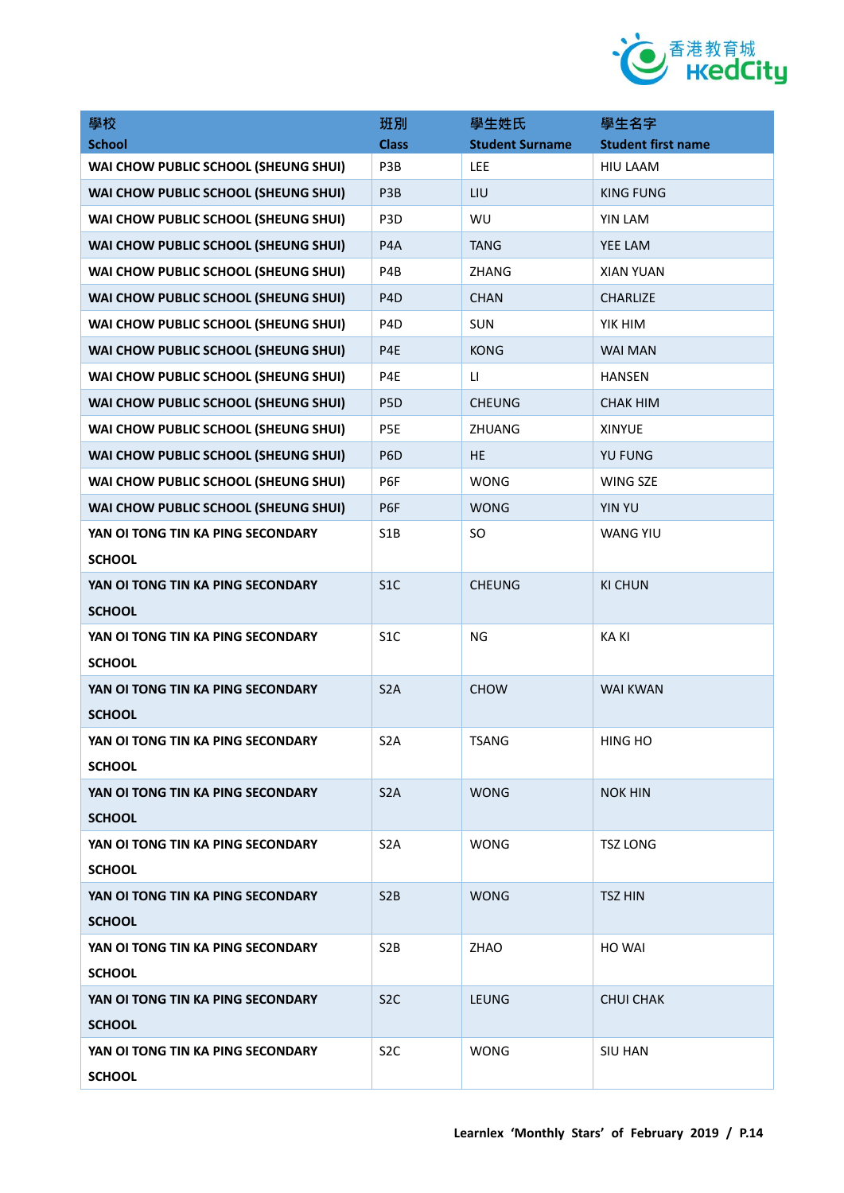| 學校<br>School | 班別<br>Class | 學生姓氏<br>Student Surname | 學生名字<br>Student first name |
|---|---|---|---|
| WAI CHOW PUBLIC SCHOOL (SHEUNG SHUI) | P3B | LEE | HIU LAAM |
| WAI CHOW PUBLIC SCHOOL (SHEUNG SHUI) | P3B | LIU | KING FUNG |
| WAI CHOW PUBLIC SCHOOL (SHEUNG SHUI) | P3D | WU | YIN LAM |
| WAI CHOW PUBLIC SCHOOL (SHEUNG SHUI) | P4A | TANG | YEE LAM |
| WAI CHOW PUBLIC SCHOOL (SHEUNG SHUI) | P4B | ZHANG | XIAN YUAN |
| WAI CHOW PUBLIC SCHOOL (SHEUNG SHUI) | P4D | CHAN | CHARLIZE |
| WAI CHOW PUBLIC SCHOOL (SHEUNG SHUI) | P4D | SUN | YIK HIM |
| WAI CHOW PUBLIC SCHOOL (SHEUNG SHUI) | P4E | KONG | WAI MAN |
| WAI CHOW PUBLIC SCHOOL (SHEUNG SHUI) | P4E | LI | HANSEN |
| WAI CHOW PUBLIC SCHOOL (SHEUNG SHUI) | P5D | CHEUNG | CHAK HIM |
| WAI CHOW PUBLIC SCHOOL (SHEUNG SHUI) | P5E | ZHUANG | XINYUE |
| WAI CHOW PUBLIC SCHOOL (SHEUNG SHUI) | P6D | HE | YU FUNG |
| WAI CHOW PUBLIC SCHOOL (SHEUNG SHUI) | P6F | WONG | WING SZE |
| WAI CHOW PUBLIC SCHOOL (SHEUNG SHUI) | P6F | WONG | YIN YU |
| YAN OI TONG TIN KA PING SECONDARY SCHOOL | S1B | SO | WANG YIU |
| YAN OI TONG TIN KA PING SECONDARY SCHOOL | S1C | CHEUNG | KI CHUN |
| YAN OI TONG TIN KA PING SECONDARY SCHOOL | S1C | NG | KA KI |
| YAN OI TONG TIN KA PING SECONDARY SCHOOL | S2A | CHOW | WAI KWAN |
| YAN OI TONG TIN KA PING SECONDARY SCHOOL | S2A | TSANG | HING HO |
| YAN OI TONG TIN KA PING SECONDARY SCHOOL | S2A | WONG | NOK HIN |
| YAN OI TONG TIN KA PING SECONDARY SCHOOL | S2A | WONG | TSZ LONG |
| YAN OI TONG TIN KA PING SECONDARY SCHOOL | S2B | WONG | TSZ HIN |
| YAN OI TONG TIN KA PING SECONDARY SCHOOL | S2B | ZHAO | HO WAI |
| YAN OI TONG TIN KA PING SECONDARY SCHOOL | S2C | LEUNG | CHUI CHAK |
| YAN OI TONG TIN KA PING SECONDARY SCHOOL | S2C | WONG | SIU HAN |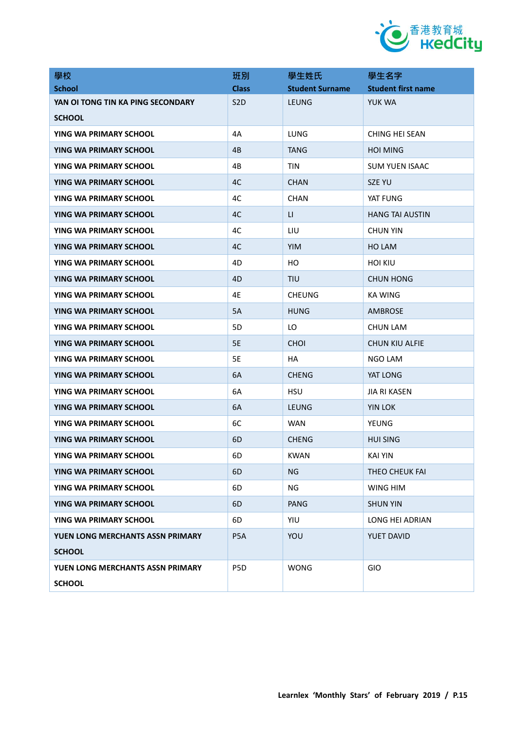| 學校<br>School | 班別<br>Class | 學生姓氏<br>Student Surname | 學生名字<br>Student first name |
|---|---|---|---|
| YAN OI TONG TIN KA PING SECONDARY SCHOOL | S2D | LEUNG | YUK WA |
| YING WA PRIMARY SCHOOL | 4A | LUNG | CHING HEI SEAN |
| YING WA PRIMARY SCHOOL | 4B | TANG | HOI MING |
| YING WA PRIMARY SCHOOL | 4B | TIN | SUM YUEN ISAAC |
| YING WA PRIMARY SCHOOL | 4C | CHAN | SZE YU |
| YING WA PRIMARY SCHOOL | 4C | CHAN | YAT FUNG |
| YING WA PRIMARY SCHOOL | 4C | LI | HANG TAI AUSTIN |
| YING WA PRIMARY SCHOOL | 4C | LIU | CHUN YIN |
| YING WA PRIMARY SCHOOL | 4C | YIM | HO LAM |
| YING WA PRIMARY SCHOOL | 4D | HO | HOI KIU |
| YING WA PRIMARY SCHOOL | 4D | TIU | CHUN HONG |
| YING WA PRIMARY SCHOOL | 4E | CHEUNG | KA WING |
| YING WA PRIMARY SCHOOL | 5A | HUNG | AMBROSE |
| YING WA PRIMARY SCHOOL | 5D | LO | CHUN LAM |
| YING WA PRIMARY SCHOOL | 5E | CHOI | CHUN KIU ALFIE |
| YING WA PRIMARY SCHOOL | 5E | HA | NGO LAM |
| YING WA PRIMARY SCHOOL | 6A | CHENG | YAT LONG |
| YING WA PRIMARY SCHOOL | 6A | HSU | JIA RI KASEN |
| YING WA PRIMARY SCHOOL | 6A | LEUNG | YIN LOK |
| YING WA PRIMARY SCHOOL | 6C | WAN | YEUNG |
| YING WA PRIMARY SCHOOL | 6D | CHENG | HUI SING |
| YING WA PRIMARY SCHOOL | 6D | KWAN | KAI YIN |
| YING WA PRIMARY SCHOOL | 6D | NG | THEO CHEUK FAI |
| YING WA PRIMARY SCHOOL | 6D | NG | WING HIM |
| YING WA PRIMARY SCHOOL | 6D | PANG | SHUN YIN |
| YING WA PRIMARY SCHOOL | 6D | YIU | LONG HEI ADRIAN |
| YUEN LONG MERCHANTS ASSN PRIMARY SCHOOL | P5A | YOU | YUET DAVID |
| YUEN LONG MERCHANTS ASSN PRIMARY SCHOOL | P5D | WONG | GIO |